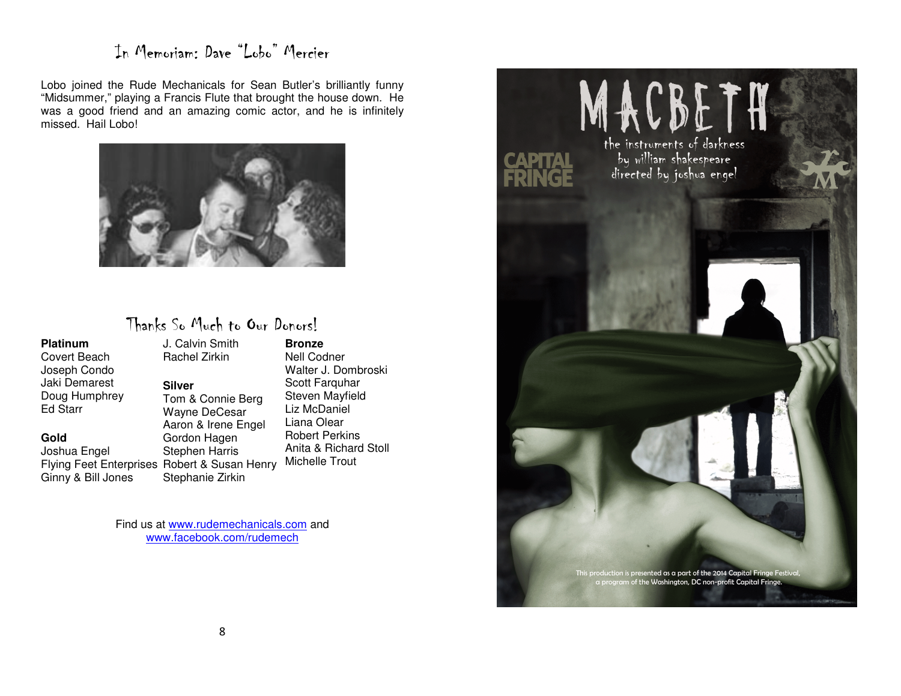## In Memoriam: Dave "Lobo" Mercier

Lobo joined the Rude Mechanicals for Sean Butler's brilliantly funny "Midsummer," playing a Francis Flute that brought the house down. He was a good friend and an amazing comic actor, and he is infinitely missed. Hail Lobo!

## Thanks So Much to Our Donors!

**Platinum**
Covert Beach
Joseph Condo
Jaki Demarest
Doug Humphrey
Ed Starr
J. Calvin Smith
Rachel Zirkin

**Gold**
Joshua Engel
Flying Feet Enterprises
Ginny & Bill Jones

**Silver**
Tom & Connie Berg
Wayne DeCesar
Aaron & Irene Engel
Gordon Hagen
Stephen Harris
Robert & Susan Henry
Stephanie Zirkin

**Bronze**
Nell Codner
Walter J. Dombroski
Scott Farquhar
Steven Mayfield
Liz McDaniel
Liana Olear
Robert Perkins
Anita & Richard Stoll
Michelle Trout

Find us at www.rudemechanicals.com and www.facebook.com/rudemech

# MACBETH

the instruments of darkness
by william shakespeare
directed by joshua engel

CAPITAL FRINGE

This production is presented as a part of the 2014 Capital Fringe Festival, a program of the Washington, DC non-profit Capital Fringe.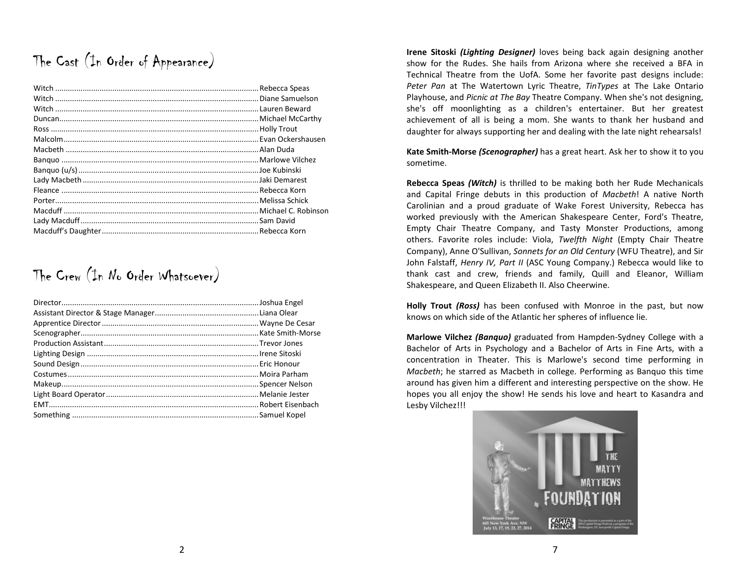## The Cast (In Order of Appearance)

| Role | Actor |
|---|---|
| Witch | Rebecca Speas |
| Witch | Diane Samuelson |
| Witch | Lauren Beward |
| Duncan | Michael McCarthy |
| Ross | Holly Trout |
| Malcolm | Evan Ockershausen |
| Macbeth | Alan Duda |
| Banquo | Marlowe Vilchez |
| Banquo (u/s) | Joe Kubinski |
| Lady Macbeth | Jaki Demarest |
| Fleance | Rebecca Korn |
| Porter | Melissa Schick |
| Macduff | Michael C. Robinson |
| Lady Macduff | Sam David |
| Macduff's Daughter | Rebecca Korn |

## The Crew (In No Order Whatsoever)

| Role | Name |
|---|---|
| Director | Joshua Engel |
| Assistant Director & Stage Manager | Liana Olear |
| Apprentice Director | Wayne De Cesar |
| Scenographer | Kate Smith-Morse |
| Production Assistant | Trevor Jones |
| Lighting Design | Irene Sitoski |
| Sound Design | Eric Honour |
| Costumes | Moira Parham |
| Makeup | Spencer Nelson |
| Light Board Operator | Melanie Jester |
| EMT | Robert Eisenbach |
| Something | Samuel Kopel |

**Irene Sitoski *(Lighting Designer)*** loves being back again designing another show for the Rudes. She hails from Arizona where she received a BFA in Technical Theatre from the UofA. Some her favorite past designs include: *Peter Pan* at The Watertown Lyric Theatre, *TinTypes* at The Lake Ontario Playhouse, and *Picnic at The Bay* Theatre Company. When she's not designing, she's off moonlighting as a children's entertainer. But her greatest achievement of all is being a mom. She wants to thank her husband and daughter for always supporting her and dealing with the late night rehearsals!

**Kate Smith-Morse *(Scenographer)*** has a great heart. Ask her to show it to you sometime.

**Rebecca Speas *(Witch)*** is thrilled to be making both her Rude Mechanicals and Capital Fringe debuts in this production of *Macbeth*! A native North Carolinian and a proud graduate of Wake Forest University, Rebecca has worked previously with the American Shakespeare Center, Ford's Theatre, Empty Chair Theatre Company, and Tasty Monster Productions, among others. Favorite roles include: Viola, *Twelfth Night* (Empty Chair Theatre Company), Anne O'Sullivan, *Sonnets for an Old Century* (WFU Theatre), and Sir John Falstaff, *Henry IV, Part II* (ASC Young Company.) Rebecca would like to thank cast and crew, friends and family, Quill and Eleanor, William Shakespeare, and Queen Elizabeth II. Also Cheerwine.

**Holly Trout *(Ross)*** has been confused with Monroe in the past, but now knows on which side of the Atlantic her spheres of influence lie.

**Marlowe Vilchez *(Banquo)*** graduated from Hampden-Sydney College with a Bachelor of Arts in Psychology and a Bachelor of Arts in Fine Arts, with a concentration in Theater. This is Marlowe's second time performing in *Macbeth*; he starred as Macbeth in college. Performing as Banquo this time around has given him a different and interesting perspective on the show. He hopes you all enjoy the show! He sends his love and heart to Kasandra and Lesby Vilchez!!!

THE MATTY MATTHEWS FOUNDATION

Warehouse Theater
645 New York Ave. NW
July 13, 17, 19, 23, 27, 2014

CAPITAL FRINGE — This production is presented as a part of the 2014 Capital Fringe Festival, a program of the Washington, DC non-profit Capital Fringe.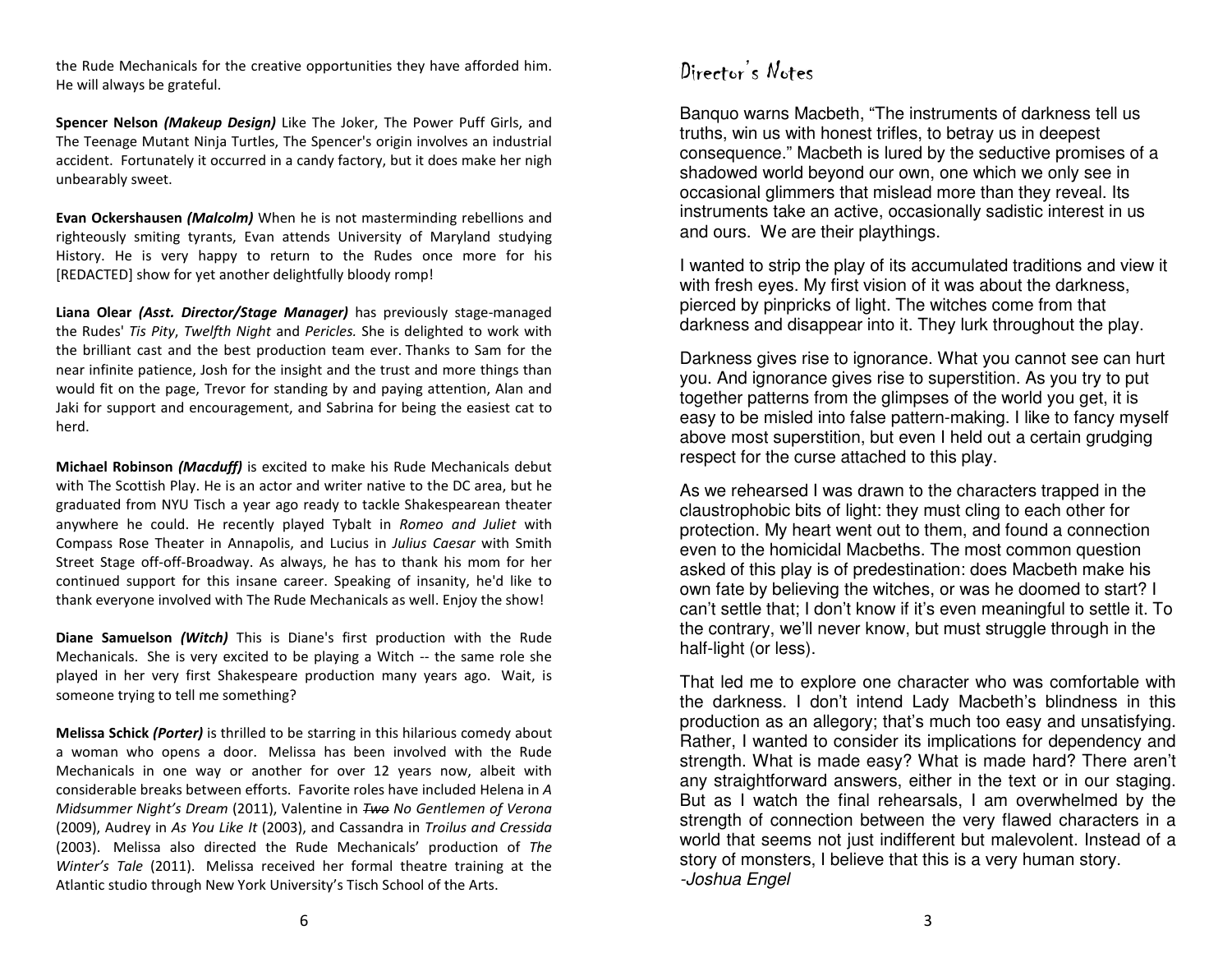the Rude Mechanicals for the creative opportunities they have afforded him. He will always be grateful.

**Spencer Nelson** ***(Makeup Design)*** Like The Joker, The Power Puff Girls, and The Teenage Mutant Ninja Turtles, The Spencer's origin involves an industrial accident. Fortunately it occurred in a candy factory, but it does make her nigh unbearably sweet.

**Evan Ockershausen** ***(Malcolm)*** When he is not masterminding rebellions and righteously smiting tyrants, Evan attends University of Maryland studying History. He is very happy to return to the Rudes once more for his [REDACTED] show for yet another delightfully bloody romp!

**Liana Olear** ***(Asst. Director/Stage Manager)*** has previously stage-managed the Rudes' *Tis Pity*, *Twelfth Night* and *Pericles.* She is delighted to work with the brilliant cast and the best production team ever. Thanks to Sam for the near infinite patience, Josh for the insight and the trust and more things than would fit on the page, Trevor for standing by and paying attention, Alan and Jaki for support and encouragement, and Sabrina for being the easiest cat to herd.

**Michael Robinson** ***(Macduff)*** is excited to make his Rude Mechanicals debut with The Scottish Play. He is an actor and writer native to the DC area, but he graduated from NYU Tisch a year ago ready to tackle Shakespearean theater anywhere he could. He recently played Tybalt in *Romeo and Juliet* with Compass Rose Theater in Annapolis, and Lucius in *Julius Caesar* with Smith Street Stage off-off-Broadway. As always, he has to thank his mom for her continued support for this insane career. Speaking of insanity, he'd like to thank everyone involved with The Rude Mechanicals as well. Enjoy the show!

**Diane Samuelson** ***(Witch)*** This is Diane's first production with the Rude Mechanicals. She is very excited to be playing a Witch -- the same role she played in her very first Shakespeare production many years ago. Wait, is someone trying to tell me something?

**Melissa Schick** ***(Porter)*** is thrilled to be starring in this hilarious comedy about a woman who opens a door. Melissa has been involved with the Rude Mechanicals in one way or another for over 12 years now, albeit with considerable breaks between efforts. Favorite roles have included Helena in *A Midsummer Night's Dream* (2011), Valentine in *~~Two~~ No Gentlemen of Verona* (2009), Audrey in *As You Like It* (2003), and Cassandra in *Troilus and Cressida* (2003). Melissa also directed the Rude Mechanicals' production of *The Winter's Tale* (2011). Melissa received her formal theatre training at the Atlantic studio through New York University's Tisch School of the Arts.

# Director's Notes

Banquo warns Macbeth, "The instruments of darkness tell us truths, win us with honest trifles, to betray us in deepest consequence." Macbeth is lured by the seductive promises of a shadowed world beyond our own, one which we only see in occasional glimmers that mislead more than they reveal. Its instruments take an active, occasionally sadistic interest in us and ours. We are their playthings.

I wanted to strip the play of its accumulated traditions and view it with fresh eyes. My first vision of it was about the darkness, pierced by pinpricks of light. The witches come from that darkness and disappear into it. They lurk throughout the play.

Darkness gives rise to ignorance. What you cannot see can hurt you. And ignorance gives rise to superstition. As you try to put together patterns from the glimpses of the world you get, it is easy to be misled into false pattern-making. I like to fancy myself above most superstition, but even I held out a certain grudging respect for the curse attached to this play.

As we rehearsed I was drawn to the characters trapped in the claustrophobic bits of light: they must cling to each other for protection. My heart went out to them, and found a connection even to the homicidal Macbeths. The most common question asked of this play is of predestination: does Macbeth make his own fate by believing the witches, or was he doomed to start? I can't settle that; I don't know if it's even meaningful to settle it. To the contrary, we'll never know, but must struggle through in the half-light (or less).

That led me to explore one character who was comfortable with the darkness. I don't intend Lady Macbeth's blindness in this production as an allegory; that's much too easy and unsatisfying. Rather, I wanted to consider its implications for dependency and strength. What is made easy? What is made hard? There aren't any straightforward answers, either in the text or in our staging. But as I watch the final rehearsals, I am overwhelmed by the strength of connection between the very flawed characters in a world that seems not just indifferent but malevolent. Instead of a story of monsters, I believe that this is a very human story.

*-Joshua Engel*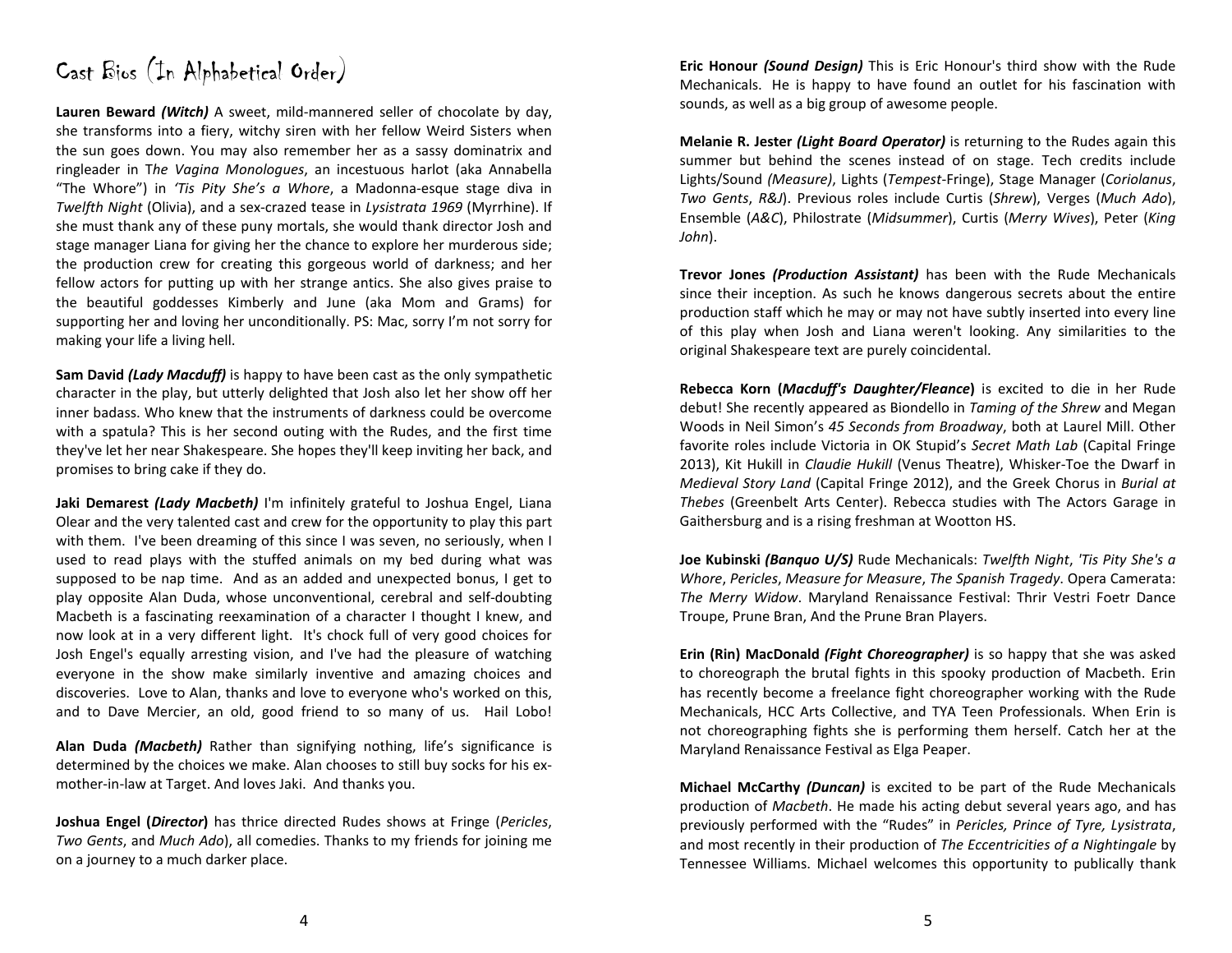# Cast Bios (In Alphabetical Order)

**Lauren Beward *(Witch)*** A sweet, mild-mannered seller of chocolate by day, she transforms into a fiery, witchy siren with her fellow Weird Sisters when the sun goes down. You may also remember her as a sassy dominatrix and ringleader in T*he Vagina Monologues*, an incestuous harlot (aka Annabella "The Whore") in *'Tis Pity She's a Whore*, a Madonna-esque stage diva in *Twelfth Night* (Olivia), and a sex-crazed tease in *Lysistrata 1969* (Myrrhine). If she must thank any of these puny mortals, she would thank director Josh and stage manager Liana for giving her the chance to explore her murderous side; the production crew for creating this gorgeous world of darkness; and her fellow actors for putting up with her strange antics. She also gives praise to the beautiful goddesses Kimberly and June (aka Mom and Grams) for supporting her and loving her unconditionally. PS: Mac, sorry I'm not sorry for making your life a living hell.

**Sam David *(Lady Macduff)*** is happy to have been cast as the only sympathetic character in the play, but utterly delighted that Josh also let her show off her inner badass. Who knew that the instruments of darkness could be overcome with a spatula? This is her second outing with the Rudes, and the first time they've let her near Shakespeare. She hopes they'll keep inviting her back, and promises to bring cake if they do.

**Jaki Demarest *(Lady Macbeth)*** I'm infinitely grateful to Joshua Engel, Liana Olear and the very talented cast and crew for the opportunity to play this part with them. I've been dreaming of this since I was seven, no seriously, when I used to read plays with the stuffed animals on my bed during what was supposed to be nap time. And as an added and unexpected bonus, I get to play opposite Alan Duda, whose unconventional, cerebral and self-doubting Macbeth is a fascinating reexamination of a character I thought I knew, and now look at in a very different light. It's chock full of very good choices for Josh Engel's equally arresting vision, and I've had the pleasure of watching everyone in the show make similarly inventive and amazing choices and discoveries. Love to Alan, thanks and love to everyone who's worked on this, and to Dave Mercier, an old, good friend to so many of us. Hail Lobo!

**Alan Duda *(Macbeth)*** Rather than signifying nothing, life's significance is determined by the choices we make. Alan chooses to still buy socks for his ex-mother-in-law at Target. And loves Jaki. And thanks you.

**Joshua Engel (*Director*)** has thrice directed Rudes shows at Fringe (*Pericles*, *Two Gents*, and *Much Ado*), all comedies. Thanks to my friends for joining me on a journey to a much darker place.

**Eric Honour *(Sound Design)*** This is Eric Honour's third show with the Rude Mechanicals. He is happy to have found an outlet for his fascination with sounds, as well as a big group of awesome people.

**Melanie R. Jester *(Light Board Operator)*** is returning to the Rudes again this summer but behind the scenes instead of on stage. Tech credits include Lights/Sound *(Measure)*, Lights (*Tempest*-Fringe), Stage Manager (*Coriolanus*, *Two Gents*, *R&J*). Previous roles include Curtis (*Shrew*), Verges (*Much Ado*), Ensemble (*A&C*), Philostrate (*Midsummer*), Curtis (*Merry Wives*), Peter (*King John*).

**Trevor Jones *(Production Assistant)*** has been with the Rude Mechanicals since their inception. As such he knows dangerous secrets about the entire production staff which he may or may not have subtly inserted into every line of this play when Josh and Liana weren't looking. Any similarities to the original Shakespeare text are purely coincidental.

**Rebecca Korn (*Macduff's Daughter/Fleance*)** is excited to die in her Rude debut! She recently appeared as Biondello in *Taming of the Shrew* and Megan Woods in Neil Simon's *45 Seconds from Broadway*, both at Laurel Mill. Other favorite roles include Victoria in OK Stupid's *Secret Math Lab* (Capital Fringe 2013), Kit Hukill in *Claudie Hukill* (Venus Theatre), Whisker-Toe the Dwarf in *Medieval Story Land* (Capital Fringe 2012), and the Greek Chorus in *Burial at Thebes* (Greenbelt Arts Center). Rebecca studies with The Actors Garage in Gaithersburg and is a rising freshman at Wootton HS.

**Joe Kubinski *(Banquo U/S)*** Rude Mechanicals: *Twelfth Night*, *'Tis Pity She's a Whore*, *Pericles*, *Measure for Measure*, *The Spanish Tragedy*. Opera Camerata: *The Merry Widow*. Maryland Renaissance Festival: Thrir Vestri Foetr Dance Troupe, Prune Bran, And the Prune Bran Players.

**Erin (Rin) MacDonald *(Fight Choreographer)*** is so happy that she was asked to choreograph the brutal fights in this spooky production of Macbeth. Erin has recently become a freelance fight choreographer working with the Rude Mechanicals, HCC Arts Collective, and TYA Teen Professionals. When Erin is not choreographing fights she is performing them herself. Catch her at the Maryland Renaissance Festival as Elga Peaper.

**Michael McCarthy *(Duncan)*** is excited to be part of the Rude Mechanicals production of *Macbeth*. He made his acting debut several years ago, and has previously performed with the "Rudes" in *Pericles, Prince of Tyre, Lysistrata*, and most recently in their production of *The Eccentricities of a Nightingale* by Tennessee Williams. Michael welcomes this opportunity to publically thank